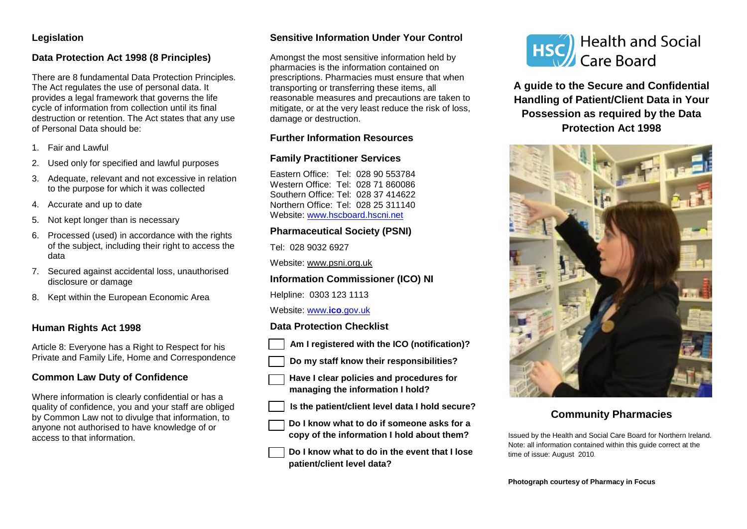## Legislation

### Data Protection Act 1998 (8 Principles)

There are 8 fundamental Data Protection Principles. The Act regulates the use of personal data. It provides a legal framework that governs the life cycle of information from collection until its final destruction or retention. The Act states that any use of Personal Data should be:

1. Fair and Lawful
2. Used only for specified and lawful purposes
3. Adequate, relevant and not excessive in relation to the purpose for which it was collected
4. Accurate and up to date
5. Not kept longer than is necessary
6. Processed (used) in accordance with the rights of the subject, including their right to access the data
7. Secured against accidental loss, unauthorised disclosure or damage
8. Kept within the European Economic Area

### Human Rights Act 1998

Article 8: Everyone has a Right to Respect for his Private and Family Life, Home and Correspondence

### Common Law Duty of Confidence

Where information is clearly confidential or has a quality of confidence, you and your staff are obliged by Common Law not to divulge that information, to anyone not authorised to have knowledge of or access to that information.

### Sensitive Information Under Your Control

Amongst the most sensitive information held by pharmacies is the information contained on prescriptions. Pharmacies must ensure that when transporting or transferring these items, all reasonable measures and precautions are taken to mitigate, or at the very least reduce the risk of loss, damage or destruction.

### Further Information Resources

### Family Practitioner Services

Eastern Office: Tel: 028 90 553784
Western Office: Tel: 028 71 860086
Southern Office: Tel: 028 37 414622
Northern Office: Tel: 028 25 311140
Website: www.hscboard.hscni.net

### Pharmaceutical Society (PSNI)

Tel: 028 9032 6927

Website: www.psni.org.uk

### Information Commissioner (ICO) NI

Helpline: 0303 123 1113

Website: www.**ico**.gov.uk

### Data Protection Checklist

- [ ] **Am I registered with the ICO (notification)?**
- [ ] **Do my staff know their responsibilities?**
- [ ] **Have I clear policies and procedures for managing the information I hold?**
- [ ] **Is the patient/client level data I hold secure?**
- [ ] **Do I know what to do if someone asks for a copy of the information I hold about them?**
- [ ] **Do I know what to do in the event that I lose patient/client level data?**

HSC Health and Social Care Board

# A guide to the Secure and Confidential Handling of Patient/Client Data in Your Possession as required by the Data Protection Act 1998

## Community Pharmacies

Issued by the Health and Social Care Board for Northern Ireland. Note: all information contained within this guide correct at the time of issue: August 2010.

**Photograph courtesy of Pharmacy in Focus**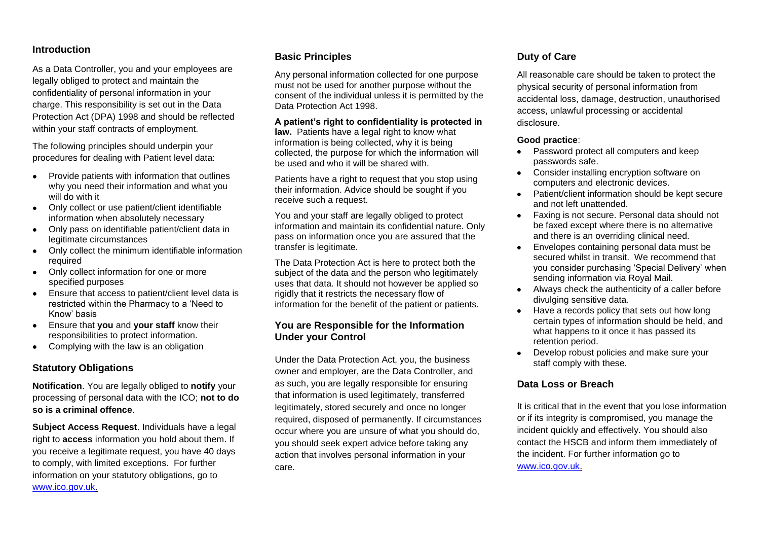## Introduction

As a Data Controller, you and your employees are legally obliged to protect and maintain the confidentiality of personal information in your charge. This responsibility is set out in the Data Protection Act (DPA) 1998 and should be reflected within your staff contracts of employment.

The following principles should underpin your procedures for dealing with Patient level data:

- Provide patients with information that outlines why you need their information and what you will do with it
- Only collect or use patient/client identifiable information when absolutely necessary
- Only pass on identifiable patient/client data in legitimate circumstances
- Only collect the minimum identifiable information required
- Only collect information for one or more specified purposes
- Ensure that access to patient/client level data is restricted within the Pharmacy to a 'Need to Know' basis
- Ensure that **you** and **your staff** know their responsibilities to protect information.
- Complying with the law is an obligation

## Statutory Obligations

**Notification**. You are legally obliged to **notify** your processing of personal data with the ICO; **not to do so is a criminal offence**.

**Subject Access Request**. Individuals have a legal right to **access** information you hold about them. If you receive a legitimate request, you have 40 days to comply, with limited exceptions. For further information on your statutory obligations, go to www.ico.gov.uk.

## Basic Principles

Any personal information collected for one purpose must not be used for another purpose without the consent of the individual unless it is permitted by the Data Protection Act 1998.

**A patient's right to confidentiality is protected in law.** Patients have a legal right to know what information is being collected, why it is being collected, the purpose for which the information will be used and who it will be shared with.

Patients have a right to request that you stop using their information. Advice should be sought if you receive such a request.

You and your staff are legally obliged to protect information and maintain its confidential nature. Only pass on information once you are assured that the transfer is legitimate.

The Data Protection Act is here to protect both the subject of the data and the person who legitimately uses that data. It should not however be applied so rigidly that it restricts the necessary flow of information for the benefit of the patient or patients.

## You are Responsible for the Information Under your Control

Under the Data Protection Act, you, the business owner and employer, are the Data Controller, and as such, you are legally responsible for ensuring that information is used legitimately, transferred legitimately, stored securely and once no longer required, disposed of permanently. If circumstances occur where you are unsure of what you should do, you should seek expert advice before taking any action that involves personal information in your care.

## Duty of Care

All reasonable care should be taken to protect the physical security of personal information from accidental loss, damage, destruction, unauthorised access, unlawful processing or accidental disclosure.

**Good practice**:

- Password protect all computers and keep passwords safe.
- Consider installing encryption software on computers and electronic devices.
- Patient/client information should be kept secure and not left unattended.
- Faxing is not secure. Personal data should not be faxed except where there is no alternative and there is an overriding clinical need.
- Envelopes containing personal data must be secured whilst in transit. We recommend that you consider purchasing 'Special Delivery' when sending information via Royal Mail.
- Always check the authenticity of a caller before divulging sensitive data.
- Have a records policy that sets out how long certain types of information should be held, and what happens to it once it has passed its retention period.
- Develop robust policies and make sure your staff comply with these.

## Data Loss or Breach

It is critical that in the event that you lose information or if its integrity is compromised, you manage the incident quickly and effectively. You should also contact the HSCB and inform them immediately of the incident. For further information go to www.ico.gov.uk.